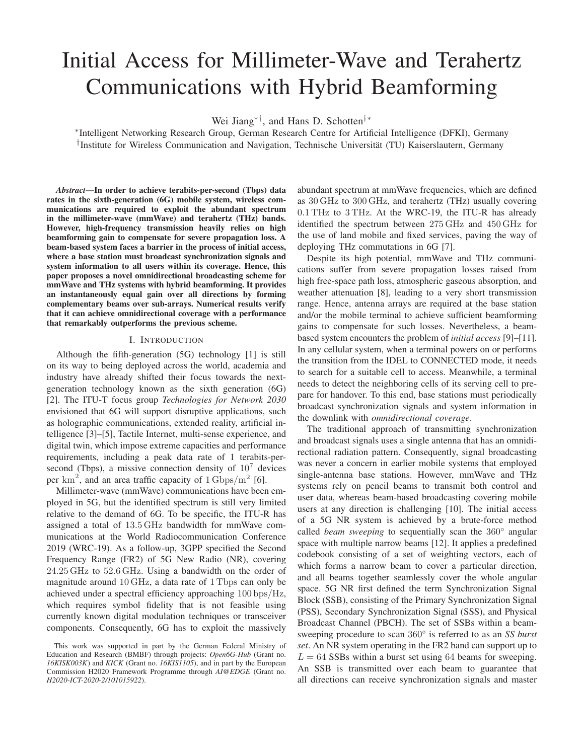# Initial Access for Millimeter-Wave and Terahertz Communications with Hybrid Beamforming

Wei Jiang[*†], and Hans D. Schotten[†*]

[*]Intelligent Networking Research Group, German Research Centre for Artificial Intelligence (DFKI), Germany
[†]Institute for Wireless Communication and Navigation, Technische Universität (TU) Kaiserslautern, Germany

***Abstract*—In order to achieve terabits-per-second (Tbps) data rates in the sixth-generation (6G) mobile system, wireless communications are required to exploit the abundant spectrum in the millimeter-wave (mmWave) and terahertz (THz) bands. However, high-frequency transmission heavily relies on high beamforming gain to compensate for severe propagation loss. A beam-based system faces a barrier in the process of initial access, where a base station must broadcast synchronization signals and system information to all users within its coverage. Hence, this paper proposes a novel omnidirectional broadcasting scheme for mmWave and THz systems with hybrid beamforming. It provides an instantaneously equal gain over all directions by forming complementary beams over sub-arrays. Numerical results verify that it can achieve omnidirectional coverage with a performance that remarkably outperforms the previous scheme.**

## I. Introduction

Although the fifth-generation (5G) technology [1] is still on its way to being deployed across the world, academia and industry have already shifted their focus towards the next-generation technology known as the sixth generation (6G) [2]. The ITU-T focus group *Technologies for Network 2030* envisioned that 6G will support disruptive applications, such as holographic communications, extended reality, artificial intelligence [3]–[5], Tactile Internet, multi-sense experience, and digital twin, which impose extreme capacities and performance requirements, including a peak data rate of 1 terabits-per-second (Tbps), a missive connection density of $10^7$ devices per $\mathrm{km}^2$, and an area traffic capacity of $1\,\mathrm{Gbps/m}^2$ [6].

Millimeter-wave (mmWave) communications have been employed in 5G, but the identified spectrum is still very limited relative to the demand of 6G. To be specific, the ITU-R has assigned a total of $13.5\,\mathrm{GHz}$ bandwidth for mmWave communications at the World Radiocommunication Conference 2019 (WRC-19). As a follow-up, 3GPP specified the Second Frequency Range (FR2) of 5G New Radio (NR), covering $24.25\,\mathrm{GHz}$ to $52.6\,\mathrm{GHz}$. Using a bandwidth on the order of magnitude around $10\,\mathrm{GHz}$, a data rate of $1\,\mathrm{Tbps}$ can only be achieved under a spectral efficiency approaching $100\,\mathrm{bps/Hz}$, which requires symbol fidelity that is not feasible using currently known digital modulation techniques or transceiver components. Consequently, 6G has to exploit the massively abundant spectrum at mmWave frequencies, which are defined as $30\,\mathrm{GHz}$ to $300\,\mathrm{GHz}$, and terahertz (THz) usually covering $0.1\,\mathrm{THz}$ to $3\,\mathrm{THz}$. At the WRC-19, the ITU-R has already identified the spectrum between $275\,\mathrm{GHz}$ and $450\,\mathrm{GHz}$ for the use of land mobile and fixed services, paving the way of deploying THz commutations in 6G [7].

Despite its high potential, mmWave and THz communications suffer from severe propagation losses raised from high free-space path loss, atmospheric gaseous absorption, and weather attenuation [8], leading to a very short transmission range. Hence, antenna arrays are required at the base station and/or the mobile terminal to achieve sufficient beamforming gains to compensate for such losses. Nevertheless, a beam-based system encounters the problem of *initial access* [9]–[11]. In any cellular system, when a terminal powers on or performs the transition from the IDEL to CONNECTED mode, it needs to search for a suitable cell to access. Meanwhile, a terminal needs to detect the neighboring cells of its serving cell to prepare for handover. To this end, base stations must periodically broadcast synchronization signals and system information in the downlink with *omnidirectional coverage*.

The traditional approach of transmitting synchronization and broadcast signals uses a single antenna that has an omnidirectional radiation pattern. Consequently, signal broadcasting was never a concern in earlier mobile systems that employed single-antenna base stations. However, mmWave and THz systems rely on pencil beams to transmit both control and user data, whereas beam-based broadcasting covering mobile users at any direction is challenging [10]. The initial access of a 5G NR system is achieved by a brute-force method called *beam sweeping* to sequentially scan the $360^\circ$ angular space with multiple narrow beams [12]. It applies a predefined codebook consisting of a set of weighting vectors, each of which forms a narrow beam to cover a particular direction, and all beams together seamlessly cover the whole angular space. 5G NR first defined the term Synchronization Signal Block (SSB), consisting of the Primary Synchronization Signal (PSS), Secondary Synchronization Signal (SSS), and Physical Broadcast Channel (PBCH). The set of SSBs within a beam-sweeping procedure to scan $360^\circ$ is referred to as an *SS burst set*. An NR system operating in the FR2 band can support up to $L=64$ SSBs within a burst set using $64$ beams for sweeping. An SSB is transmitted over each beam to guarantee that all directions can receive synchronization signals and master

This work was supported in part by the German Federal Ministry of Education and Research (BMBF) through projects: *Open6G-Hub* (Grant no. *16KISK003K*) and *KICK* (Grant no. *16KIS1105*), and in part by the European Commission H2020 Framework Programme through *AI@EDGE* (Grant no. *H2020-ICT-2020-2/101015922*).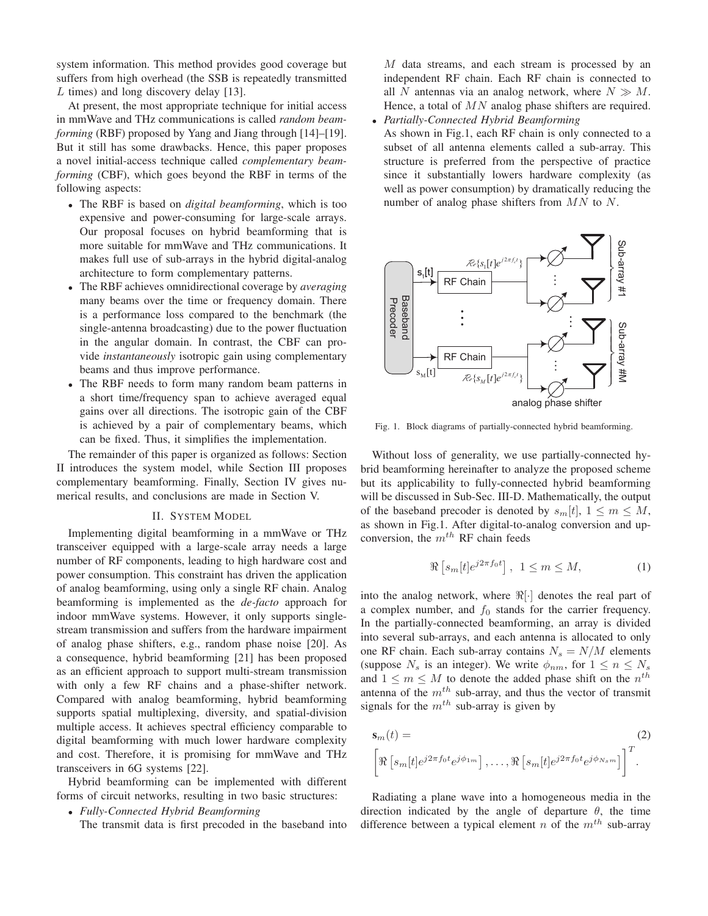system information. This method provides good coverage but suffers from high overhead (the SSB is repeatedly transmitted $L$ times) and long discovery delay [13].

At present, the most appropriate technique for initial access in mmWave and THz communications is called *random beamforming* (RBF) proposed by Yang and Jiang through [14]–[19]. But it still has some drawbacks. Hence, this paper proposes a novel initial-access technique called *complementary beamforming* (CBF), which goes beyond the RBF in terms of the following aspects:

- The RBF is based on *digital beamforming*, which is too expensive and power-consuming for large-scale arrays. Our proposal focuses on hybrid beamforming that is more suitable for mmWave and THz communications. It makes full use of sub-arrays in the hybrid digital-analog architecture to form complementary patterns.
- The RBF achieves omnidirectional coverage by *averaging* many beams over the time or frequency domain. There is a performance loss compared to the benchmark (the single-antenna broadcasting) due to the power fluctuation in the angular domain. In contrast, the CBF can provide *instantaneously* isotropic gain using complementary beams and thus improve performance.
- The RBF needs to form many random beam patterns in a short time/frequency span to achieve averaged equal gains over all directions. The isotropic gain of the CBF is achieved by a pair of complementary beams, which can be fixed. Thus, it simplifies the implementation.

The remainder of this paper is organized as follows: Section II introduces the system model, while Section III proposes complementary beamforming. Finally, Section IV gives numerical results, and conclusions are made in Section V.

## II. System Model

Implementing digital beamforming in a mmWave or THz transceiver equipped with a large-scale array needs a large number of RF components, leading to high hardware cost and power consumption. This constraint has driven the application of analog beamforming, using only a single RF chain. Analog beamforming is implemented as the *de-facto* approach for indoor mmWave systems. However, it only supports single-stream transmission and suffers from the hardware impairment of analog phase shifters, e.g., random phase noise [20]. As a consequence, hybrid beamforming [21] has been proposed as an efficient approach to support multi-stream transmission with only a few RF chains and a phase-shifter network. Compared with analog beamforming, hybrid beamforming supports spatial multiplexing, diversity, and spatial-division multiple access. It achieves spectral efficiency comparable to digital beamforming with much lower hardware complexity and cost. Therefore, it is promising for mmWave and THz transceivers in 6G systems [22].

Hybrid beamforming can be implemented with different forms of circuit networks, resulting in two basic structures:

- *Fully-Connected Hybrid Beamforming*
  The transmit data is first precoded in the baseband into $M$ data streams, and each stream is processed by an independent RF chain. Each RF chain is connected to all $N$ antennas via an analog network, where $N \gg M$. Hence, a total of $MN$ analog phase shifters are required.
- *Partially-Connected Hybrid Beamforming*
  As shown in Fig.1, each RF chain is only connected to a subset of all antenna elements called a sub-array. This structure is preferred from the perspective of practice since it substantially lowers hardware complexity (as well as power consumption) by dramatically reducing the number of analog phase shifters from $MN$ to $N$.

Fig. 1. Block diagrams of partially-connected hybrid beamforming.

Without loss of generality, we use partially-connected hybrid beamforming hereinafter to analyze the proposed scheme but its applicability to fully-connected hybrid beamforming will be discussed in Sub-Sec. III-D. Mathematically, the output of the baseband precoder is denoted by $s_m[t]$, $1 \leq m \leq M$, as shown in Fig.1. After digital-to-analog conversion and up-conversion, the $m^{th}$ RF chain feeds

$$\Re\left[s_m[t]e^{j2\pi f_0 t}\right], \ \ 1 \leq m \leq M, \tag{1}$$

into the analog network, where $\Re[\cdot]$ denotes the real part of a complex number, and $f_0$ stands for the carrier frequency. In the partially-connected beamforming, an array is divided into several sub-arrays, and each antenna is allocated to only one RF chain. Each sub-array contains $N_s = N/M$ elements (suppose $N_s$ is an integer). We write $\phi_{nm}$, for $1 \leq n \leq N_s$ and $1 \leq m \leq M$ to denote the added phase shift on the $n^{th}$ antenna of the $m^{th}$ sub-array, and thus the vector of transmit signals for the $m^{th}$ sub-array is given by

$$\mathbf{s}_m(t) = \left[\Re\left[s_m[t]e^{j2\pi f_0 t}e^{j\phi_{1m}}\right], \ldots, \Re\left[s_m[t]e^{j2\pi f_0 t}e^{j\phi_{N_s m}}\right]\right]^T. \tag{2}$$

Radiating a plane wave into a homogeneous media in the direction indicated by the angle of departure $\theta$, the time difference between a typical element $n$ of the $m^{th}$ sub-array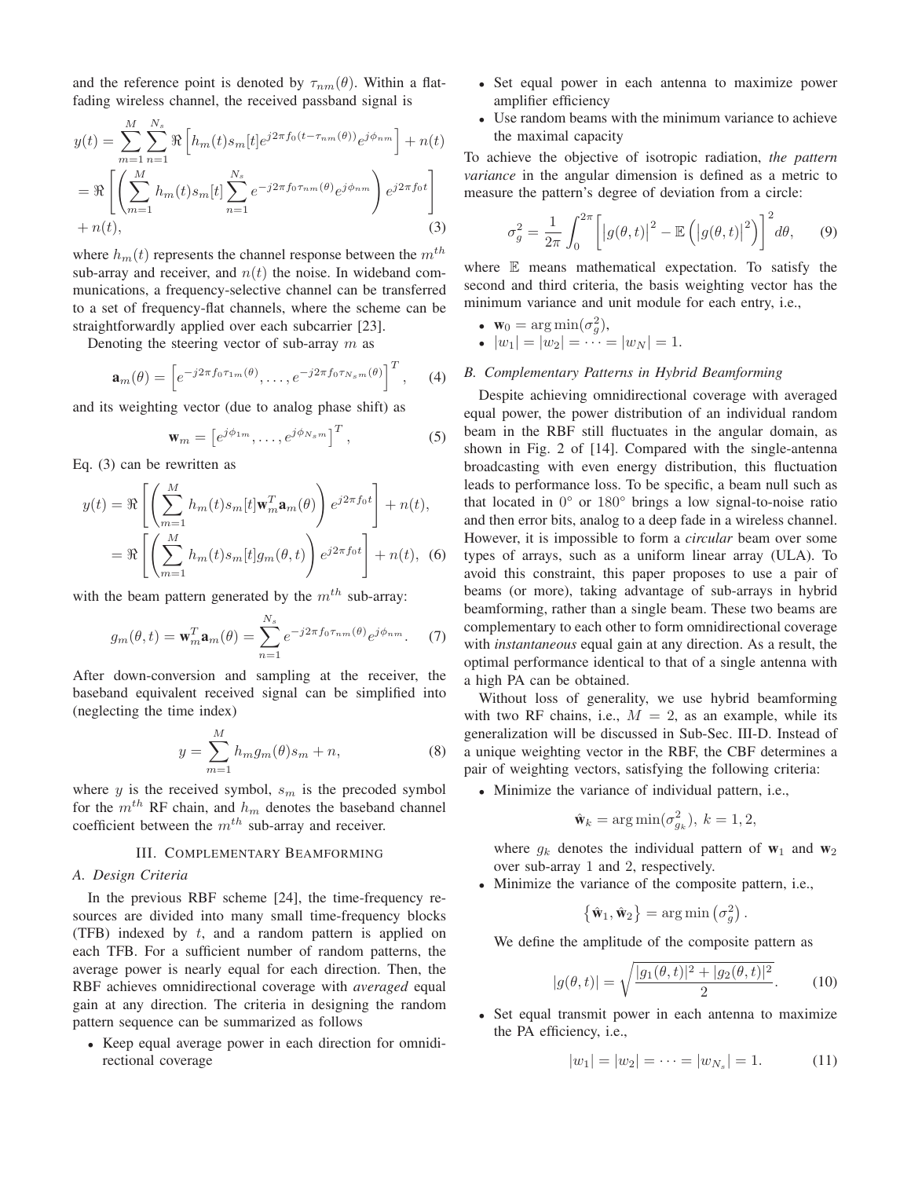and the reference point is denoted by $\tau_{nm}(\theta)$. Within a flat-fading wireless channel, the received passband signal is

$$y(t) = \sum_{m=1}^{M}\sum_{n=1}^{N_s} \Re\left[h_m(t)s_m[t]e^{j2\pi f_0(t-\tau_{nm}(\theta))}e^{j\phi_{nm}}\right] + n(t)$$
$$= \Re\left[\left(\sum_{m=1}^{M} h_m(t)s_m[t]\sum_{n=1}^{N_s} e^{-j2\pi f_0\tau_{nm}(\theta)}e^{j\phi_{nm}}\right)e^{j2\pi f_0 t}\right]$$
$$+ n(t), \tag{3}$$

where $h_m(t)$ represents the channel response between the $m^{th}$ sub-array and receiver, and $n(t)$ the noise. In wideband communications, a frequency-selective channel can be transferred to a set of frequency-flat channels, where the scheme can be straightforwardly applied over each subcarrier [23].

Denoting the steering vector of sub-array $m$ as

$$\mathbf{a}_m(\theta) = \left[e^{-j2\pi f_0\tau_{1m}(\theta)}, \dots, e^{-j2\pi f_0\tau_{N_s m}(\theta)}\right]^T, \tag{4}$$

and its weighting vector (due to analog phase shift) as

$$\mathbf{w}_m = \left[e^{j\phi_{1m}}, \dots, e^{j\phi_{N_s m}}\right]^T, \tag{5}$$

Eq. (3) can be rewritten as

$$y(t) = \Re\left[\left(\sum_{m=1}^{M} h_m(t)s_m[t]\mathbf{w}_m^T\mathbf{a}_m(\theta)\right)e^{j2\pi f_0 t}\right] + n(t),$$
$$= \Re\left[\left(\sum_{m=1}^{M} h_m(t)s_m[t]g_m(\theta,t)\right)e^{j2\pi f_0 t}\right] + n(t), \tag{6}$$

with the beam pattern generated by the $m^{th}$ sub-array:

$$g_m(\theta,t) = \mathbf{w}_m^T\mathbf{a}_m(\theta) = \sum_{n=1}^{N_s} e^{-j2\pi f_0\tau_{nm}(\theta)}e^{j\phi_{nm}}. \tag{7}$$

After down-conversion and sampling at the receiver, the baseband equivalent received signal can be simplified into (neglecting the time index)

$$y = \sum_{m=1}^{M} h_m g_m(\theta)s_m + n, \tag{8}$$

where $y$ is the received symbol, $s_m$ is the precoded symbol for the $m^{th}$ RF chain, and $h_m$ denotes the baseband channel coefficient between the $m^{th}$ sub-array and receiver.

## III. Complementary Beamforming

### A. Design Criteria

In the previous RBF scheme [24], the time-frequency resources are divided into many small time-frequency blocks (TFB) indexed by $t$, and a random pattern is applied on each TFB. For a sufficient number of random patterns, the average power is nearly equal for each direction. Then, the RBF achieves omnidirectional coverage with *averaged* equal gain at any direction. The criteria in designing the random pattern sequence can be summarized as follows

- Keep equal average power in each direction for omnidirectional coverage
- Set equal power in each antenna to maximize power amplifier efficiency
- Use random beams with the minimum variance to achieve the maximal capacity

To achieve the objective of isotropic radiation, *the pattern variance* in the angular dimension is defined as a metric to measure the pattern's degree of deviation from a circle:

$$\sigma_g^2 = \frac{1}{2\pi}\int_0^{2\pi}\left[\left|g(\theta,t)\right|^2 - \mathbb{E}\left(\left|g(\theta,t)\right|^2\right)\right]^2 d\theta, \tag{9}$$

where $\mathbb{E}$ means mathematical expectation. To satisfy the second and third criteria, the basis weighting vector has the minimum variance and unit module for each entry, i.e.,

- $\mathbf{w}_0 = \arg\min(\sigma_g^2)$,
- $|w_1| = |w_2| = \cdots = |w_N| = 1$.

### B. Complementary Patterns in Hybrid Beamforming

Despite achieving omnidirectional coverage with averaged equal power, the power distribution of an individual random beam in the RBF still fluctuates in the angular domain, as shown in Fig. 2 of [14]. Compared with the single-antenna broadcasting with even energy distribution, this fluctuation leads to performance loss. To be specific, a beam null such as that located in 0° or 180° brings a low signal-to-noise ratio and then error bits, analog to a deep fade in a wireless channel. However, it is impossible to form a *circular* beam over some types of arrays, such as a uniform linear array (ULA). To avoid this constraint, this paper proposes to use a pair of beams (or more), taking advantage of sub-arrays in hybrid beamforming, rather than a single beam. These two beams are complementary to each other to form omnidirectional coverage with *instantaneous* equal gain at any direction. As a result, the optimal performance identical to that of a single antenna with a high PA can be obtained.

Without loss of generality, we use hybrid beamforming with two RF chains, i.e., $M = 2$, as an example, while its generalization will be discussed in Sub-Sec. III-D. Instead of a unique weighting vector in the RBF, the CBF determines a pair of weighting vectors, satisfying the following criteria:

- Minimize the variance of individual pattern, i.e.,

  $$\hat{\mathbf{w}}_k = \arg\min(\sigma_{g_k}^2),\ k = 1, 2,$$

  where $g_k$ denotes the individual pattern of $\mathbf{w}_1$ and $\mathbf{w}_2$ over sub-array 1 and 2, respectively.
- Minimize the variance of the composite pattern, i.e.,

  $$\left\{\hat{\mathbf{w}}_1, \hat{\mathbf{w}}_2\right\} = \arg\min\left(\sigma_g^2\right).$$

  We define the amplitude of the composite pattern as

  $$|g(\theta,t)| = \sqrt{\frac{|g_1(\theta,t)|^2 + |g_2(\theta,t)|^2}{2}}. \tag{10}$$

- Set equal transmit power in each antenna to maximize the PA efficiency, i.e.,

  $$|w_1| = |w_2| = \cdots = |w_{N_s}| = 1. \tag{11}$$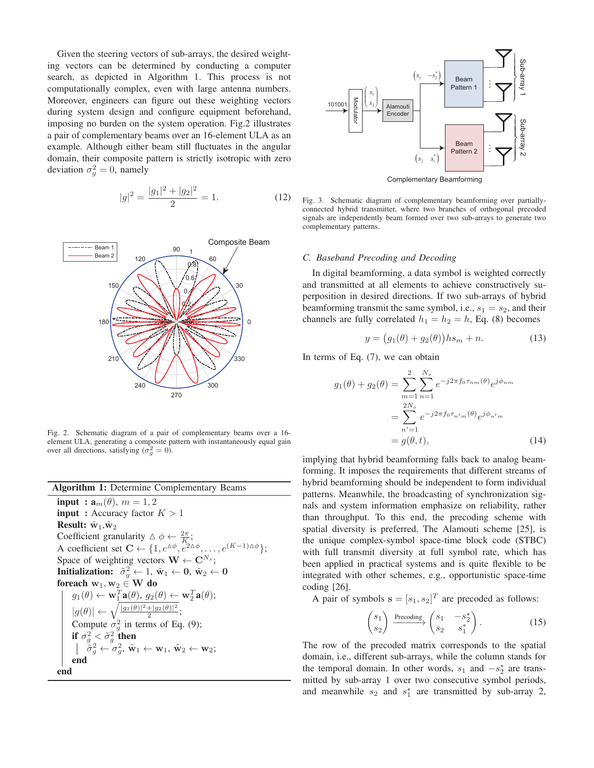Given the steering vectors of sub-arrays, the desired weighting vectors can be determined by conducting a computer search, as depicted in Algorithm 1. This process is not computationally complex, even with large antenna numbers. Moreover, engineers can figure out these weighting vectors during system design and configure equipment beforehand, imposing no burden on the system operation. Fig.2 illustrates a pair of complementary beams over an 16-element ULA as an example. Although either beam still fluctuates in the angular domain, their composite pattern is strictly isotropic with zero deviation $\sigma_g^2 = 0$, namely

$$|g|^2 = \frac{|g_1|^2 + |g_2|^2}{2} = 1. \tag{12}$$

Fig. 2. Schematic diagram of a pair of complementary beams over a 16-element ULA, generating a composite pattern with instantaneously equal gain over all directions, satisfying ($\sigma_g^2 = 0$).

**Algorithm 1:** Determine Complementary Beams

**input :** $\mathbf{a}_m(\theta)$, $m = 1, 2$
**input :** Accuracy factor $K > 1$
**Result:** $\tilde{\mathbf{w}}_1$, $\tilde{\mathbf{w}}_2$
Coefficient granularity $\triangle\phi \leftarrow \frac{2\pi}{K}$;
A coefficient set $\mathbf{C} \leftarrow \{1, e^{\triangle\phi}, e^{2\triangle\phi}, \ldots, e^{(K-1)\triangle\phi}\}$;
Space of weighting vectors $\mathbf{W} \leftarrow \mathbf{C}^{N_s}$;
**Initialization:** $\tilde{\sigma}_g^2 \leftarrow 1$, $\tilde{\mathbf{w}}_1 \leftarrow \mathbf{0}$, $\tilde{\mathbf{w}}_2 \leftarrow \mathbf{0}$
**foreach** $\mathbf{w}_1, \mathbf{w}_2 \in \mathbf{W}$ **do**
  $g_1(\theta) \leftarrow \mathbf{w}_1^T \mathbf{a}(\theta)$, $g_2(\theta) \leftarrow \mathbf{w}_2^T \mathbf{a}(\theta)$;
  $|g(\theta)| \leftarrow \sqrt{\frac{|g_1(\theta)|^2 + |g_2(\theta)|^2}{2}}$;
  Compute $\sigma_g^2$ in terms of Eq. (9);
  **if** $\sigma_g^2 < \tilde{\sigma}_g^2$ **then**
    $\tilde{\sigma}_g^2 \leftarrow \sigma_g^2$, $\tilde{\mathbf{w}}_1 \leftarrow \mathbf{w}_1$, $\tilde{\mathbf{w}}_2 \leftarrow \mathbf{w}_2$;
  **end**
**end**

Fig. 3. Schematic diagram of complementary beamforming over partially-connected hybrid transmitter, where two branches of orthogonal precoded signals are independently beam formed over two sub-arrays to generate two complementary patterns.

### C. Baseband Precoding and Decoding

In digital beamforming, a data symbol is weighted correctly and transmitted at all elements to achieve constructively superposition in desired directions. If two sub-arrays of hybrid beamforming transmit the same symbol, i.e., $s_1 = s_2$, and their channels are fully correlated $h_1 = h_2 = h$, Eq. (8) becomes

$$y = \big(g_1(\theta) + g_2(\theta)\big) h s_m + n. \tag{13}$$

In terms of Eq. (7), we can obtain

$$\begin{aligned} g_1(\theta) + g_2(\theta) &= \sum_{m=1}^{2} \sum_{n=1}^{N_s} e^{-j2\pi f_0 \tau_{nm}(\theta)} e^{j\phi_{nm}} \\ &= \sum_{n'=1}^{2N_s} e^{-j2\pi f_0 \tau_{n'm}(\theta)} e^{j\phi_{n'm}} \\ &= g(\theta, t), \end{aligned} \tag{14}$$

implying that hybrid beamforming falls back to analog beamforming. It imposes the requirements that different streams of hybrid beamforming should be independent to form individual patterns. Meanwhile, the broadcasting of synchronization signals and system information emphasize on reliability, rather than throughput. To this end, the precoding scheme with spatial diversity is preferred. The Alamouti scheme [25], is the unique complex-symbol space-time block code (STBC) with full transmit diversity at full symbol rate, which has been applied in practical systems and is quite flexible to be integrated with other schemes, e.g., opportunistic space-time coding [26].

A pair of symbols $\mathbf{s} = [s_1, s_2]^T$ are precoded as follows:

$$\begin{pmatrix} s_1 \\ s_2 \end{pmatrix} \xrightarrow{\text{Precoding}} \begin{pmatrix} s_1 & -s_2^* \\ s_2 & s_1^* \end{pmatrix}. \tag{15}$$

The row of the precoded matrix corresponds to the spatial domain, i.e., different sub-arrays, while the column stands for the temporal domain. In other words, $s_1$ and $-s_2^*$ are transmitted by sub-array 1 over two consecutive symbol periods, and meanwhile $s_2$ and $s_1^*$ are transmitted by sub-array 2,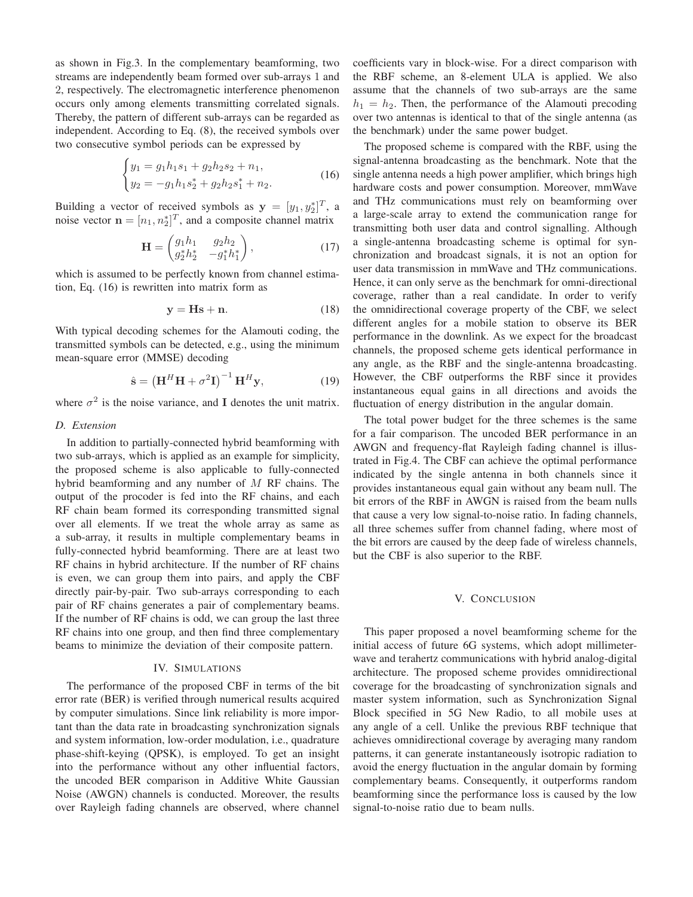as shown in Fig.3. In the complementary beamforming, two streams are independently beam formed over sub-arrays 1 and 2, respectively. The electromagnetic interference phenomenon occurs only among elements transmitting correlated signals. Thereby, the pattern of different sub-arrays can be regarded as independent. According to Eq. (8), the received symbols over two consecutive symbol periods can be expressed by

$$\begin{cases} y_1 = g_1 h_1 s_1 + g_2 h_2 s_2 + n_1, \\ y_2 = -g_1 h_1 s_2^* + g_2 h_2 s_1^* + n_2. \end{cases} \tag{16}$$

Building a vector of received symbols as $\mathbf{y} = [y_1, y_2^*]^T$, a noise vector $\mathbf{n} = [n_1, n_2^*]^T$, and a composite channel matrix

$$\mathbf{H} = \begin{pmatrix} g_1 h_1 & g_2 h_2 \\ g_2^* h_2^* & -g_1^* h_1^* \end{pmatrix}, \tag{17}$$

which is assumed to be perfectly known from channel estimation, Eq. (16) is rewritten into matrix form as

$$\mathbf{y} = \mathbf{H}\mathbf{s} + \mathbf{n}. \tag{18}$$

With typical decoding schemes for the Alamouti coding, the transmitted symbols can be detected, e.g., using the minimum mean-square error (MMSE) decoding

$$\hat{\mathbf{s}} = \left(\mathbf{H}^H \mathbf{H} + \sigma^2 \mathbf{I}\right)^{-1} \mathbf{H}^H \mathbf{y}, \tag{19}$$

where $\sigma^2$ is the noise variance, and $\mathbf{I}$ denotes the unit matrix.

### D. Extension

In addition to partially-connected hybrid beamforming with two sub-arrays, which is applied as an example for simplicity, the proposed scheme is also applicable to fully-connected hybrid beamforming and any number of $M$ RF chains. The output of the procoder is fed into the RF chains, and each RF chain beam formed its corresponding transmitted signal over all elements. If we treat the whole array as same as a sub-array, it results in multiple complementary beams in fully-connected hybrid beamforming. There are at least two RF chains in hybrid architecture. If the number of RF chains is even, we can group them into pairs, and apply the CBF directly pair-by-pair. Two sub-arrays corresponding to each pair of RF chains generates a pair of complementary beams. If the number of RF chains is odd, we can group the last three RF chains into one group, and then find three complementary beams to minimize the deviation of their composite pattern.

## IV. Simulations

The performance of the proposed CBF in terms of the bit error rate (BER) is verified through numerical results acquired by computer simulations. Since link reliability is more important than the data rate in broadcasting synchronization signals and system information, low-order modulation, i.e., quadrature phase-shift-keying (QPSK), is employed. To get an insight into the performance without any other influential factors, the uncoded BER comparison in Additive White Gaussian Noise (AWGN) channels is conducted. Moreover, the results over Rayleigh fading channels are observed, where channel coefficients vary in block-wise. For a direct comparison with the RBF scheme, an 8-element ULA is applied. We also assume that the channels of two sub-arrays are the same $h_1 = h_2$. Then, the performance of the Alamouti precoding over two antennas is identical to that of the single antenna (as the benchmark) under the same power budget.

The proposed scheme is compared with the RBF, using the signal-antenna broadcasting as the benchmark. Note that the single antenna needs a high power amplifier, which brings high hardware costs and power consumption. Moreover, mmWave and THz communications must rely on beamforming over a large-scale array to extend the communication range for transmitting both user data and control signalling. Although a single-antenna broadcasting scheme is optimal for synchronization and broadcast signals, it is not an option for user data transmission in mmWave and THz communications. Hence, it can only serve as the benchmark for omni-directional coverage, rather than a real candidate. In order to verify the omnidirectional coverage property of the CBF, we select different angles for a mobile station to observe its BER performance in the downlink. As we expect for the broadcast channels, the proposed scheme gets identical performance in any angle, as the RBF and the single-antenna broadcasting. However, the CBF outperforms the RBF since it provides instantaneous equal gains in all directions and avoids the fluctuation of energy distribution in the angular domain.

The total power budget for the three schemes is the same for a fair comparison. The uncoded BER performance in an AWGN and frequency-flat Rayleigh fading channel is illustrated in Fig.4. The CBF can achieve the optimal performance indicated by the single antenna in both channels since it provides instantaneous equal gain without any beam null. The bit errors of the RBF in AWGN is raised from the beam nulls that cause a very low signal-to-noise ratio. In fading channels, all three schemes suffer from channel fading, where most of the bit errors are caused by the deep fade of wireless channels, but the CBF is also superior to the RBF.

## V. Conclusion

This paper proposed a novel beamforming scheme for the initial access of future 6G systems, which adopt millimeter-wave and terahertz communications with hybrid analog-digital architecture. The proposed scheme provides omnidirectional coverage for the broadcasting of synchronization signals and master system information, such as Synchronization Signal Block specified in 5G New Radio, to all mobile uses at any angle of a cell. Unlike the previous RBF technique that achieves omnidirectional coverage by averaging many random patterns, it can generate instantaneously isotropic radiation to avoid the energy fluctuation in the angular domain by forming complementary beams. Consequently, it outperforms random beamforming since the performance loss is caused by the low signal-to-noise ratio due to beam nulls.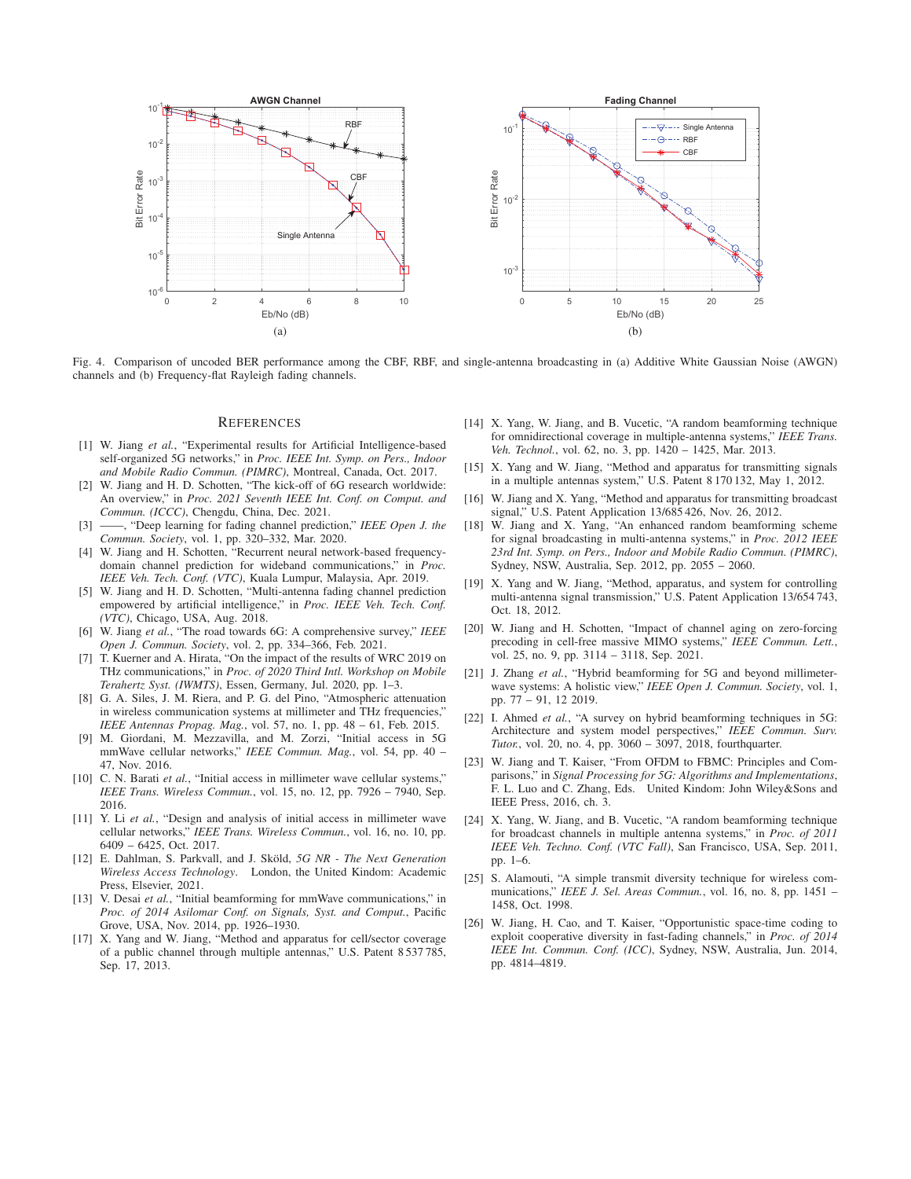AWGN Channel

Bit Error Rate

$10^{-1}$
$10^{-2}$
$10^{-3}$
$10^{-4}$
$10^{-5}$
$10^{-6}$

0 2 4 6 8 10

Eb/No (dB)

RBF

CBF

Single Antenna

(a)

Fading Channel

Bit Error Rate

$10^{-1}$
$10^{-2}$
$10^{-3}$

0 5 10 15 20 25

Eb/No (dB)

Single Antenna
RBF
CBF

(b)

Fig. 4. Comparison of uncoded BER performance among the CBF, RBF, and single-antenna broadcasting in (a) Additive White Gaussian Noise (AWGN) channels and (b) Frequency-flat Rayleigh fading channels.

## References

[1] W. Jiang *et al.*, "Experimental results for Artificial Intelligence-based self-organized 5G networks," in *Proc. IEEE Int. Symp. on Pers., Indoor and Mobile Radio Commun. (PIMRC)*, Montreal, Canada, Oct. 2017.

[2] W. Jiang and H. D. Schotten, "The kick-off of 6G research worldwide: An overview," in *Proc. 2021 Seventh IEEE Int. Conf. on Comput. and Commun. (ICCC)*, Chengdu, China, Dec. 2021.

[3] ——, "Deep learning for fading channel prediction," *IEEE Open J. the Commun. Society*, vol. 1, pp. 320–332, Mar. 2020.

[4] W. Jiang and H. Schotten, "Recurrent neural network-based frequency-domain channel prediction for wideband communications," in *Proc. IEEE Veh. Tech. Conf. (VTC)*, Kuala Lumpur, Malaysia, Apr. 2019.

[5] W. Jiang and H. D. Schotten, "Multi-antenna fading channel prediction empowered by artificial intelligence," in *Proc. IEEE Veh. Tech. Conf. (VTC)*, Chicago, USA, Aug. 2018.

[6] W. Jiang *et al.*, "The road towards 6G: A comprehensive survey," *IEEE Open J. Commun. Society*, vol. 2, pp. 334–366, Feb. 2021.

[7] T. Kuerner and A. Hirata, "On the impact of the results of WRC 2019 on THz communications," in *Proc. of 2020 Third Intl. Workshop on Mobile Terahertz Syst. (IWMTS)*, Essen, Germany, Jul. 2020, pp. 1–3.

[8] G. A. Siles, J. M. Riera, and P. G. del Pino, "Atmospheric attenuation in wireless communication systems at millimeter and THz frequencies," *IEEE Antennas Propag. Mag.*, vol. 57, no. 1, pp. 48 – 61, Feb. 2015.

[9] M. Giordani, M. Mezzavilla, and M. Zorzi, "Initial access in 5G mmWave cellular networks," *IEEE Commun. Mag.*, vol. 54, pp. 40 – 47, Nov. 2016.

[10] C. N. Barati *et al.*, "Initial access in millimeter wave cellular systems," *IEEE Trans. Wireless Commun.*, vol. 15, no. 12, pp. 7926 – 7940, Sep. 2016.

[11] Y. Li *et al.*, "Design and analysis of initial access in millimeter wave cellular networks," *IEEE Trans. Wireless Commun.*, vol. 16, no. 10, pp. 6409 – 6425, Oct. 2017.

[12] E. Dahlman, S. Parkvall, and J. Sköld, *5G NR - The Next Generation Wireless Access Technology*. London, the United Kingdom: Academic Press, Elsevier, 2021.

[13] V. Desai *et al.*, "Initial beamforming for mmWave communications," in *Proc. of 2014 Asilomar Conf. on Signals, Syst. and Comput.*, Pacific Grove, USA, Nov. 2014, pp. 1926–1930.

[17] X. Yang and W. Jiang, "Method and apparatus for cell/sector coverage of a public channel through multiple antennas," U.S. Patent 8 537 785, Sep. 17, 2013.

[14] X. Yang, W. Jiang, and B. Vucetic, "A random beamforming technique for omnidirectional coverage in multiple-antenna systems," *IEEE Trans. Veh. Technol.*, vol. 62, no. 3, pp. 1420 – 1425, Mar. 2013.

[15] X. Yang and W. Jiang, "Method and apparatus for transmitting signals in a multiple antennas system," U.S. Patent 8 170 132, May 1, 2012.

[16] W. Jiang and X. Yang, "Method and apparatus for transmitting broadcast signal," U.S. Patent Application 13/685 426, Nov. 26, 2012.

[18] W. Jiang and X. Yang, "An enhanced random beamforming scheme for signal broadcasting in multi-antenna systems," in *Proc. 2012 IEEE 23rd Int. Symp. on Pers., Indoor and Mobile Radio Commun. (PIMRC)*, Sydney, NSW, Australia, Sep. 2012, pp. 2055 – 2060.

[19] X. Yang and W. Jiang, "Method, apparatus, and system for controlling multi-antenna signal transmission," U.S. Patent Application 13/654 743, Oct. 18, 2012.

[20] W. Jiang and H. Schotten, "Impact of channel aging on zero-forcing precoding in cell-free massive MIMO systems," *IEEE Commun. Lett.*, vol. 25, no. 9, pp. 3114 – 3118, Sep. 2021.

[21] J. Zhang *et al.*, "Hybrid beamforming for 5G and beyond millimeter-wave systems: A holistic view," *IEEE Open J. Commun. Society*, vol. 1, pp. 77 – 91, 12 2019.

[22] I. Ahmed *et al.*, "A survey on hybrid beamforming techniques in 5G: Architecture and system model perspectives," *IEEE Commun. Surv. Tutor.*, vol. 20, no. 4, pp. 3060 – 3097, 2018, fourthquarter.

[23] W. Jiang and T. Kaiser, "From OFDM to FBMC: Principles and Comparisons," in *Signal Processing for 5G: Algorithms and Implementations*, F. L. Luo and C. Zhang, Eds. United Kindom: John Wiley&Sons and IEEE Press, 2016, ch. 3.

[24] X. Yang, W. Jiang, and B. Vucetic, "A random beamforming technique for broadcast channels in multiple antenna systems," in *Proc. of 2011 IEEE Veh. Techno. Conf. (VTC Fall)*, San Francisco, USA, Sep. 2011, pp. 1–6.

[25] S. Alamouti, "A simple transmit diversity technique for wireless communications," *IEEE J. Sel. Areas Commun.*, vol. 16, no. 8, pp. 1451 – 1458, Oct. 1998.

[26] W. Jiang, H. Cao, and T. Kaiser, "Opportunistic space-time coding to exploit cooperative diversity in fast-fading channels," in *Proc. of 2014 IEEE Int. Commun. Conf. (ICC)*, Sydney, NSW, Australia, Jun. 2014, pp. 4814–4819.